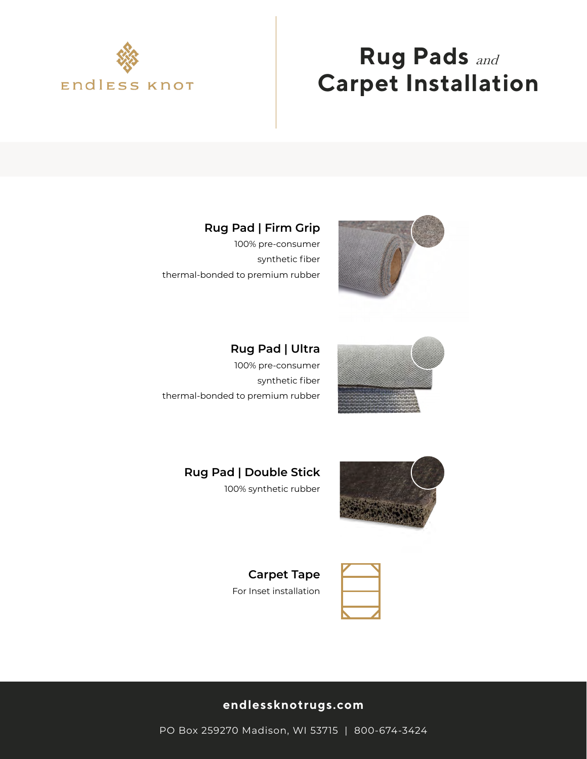Endless Knot

# Rug Pads *and* Carpet Installation

### Rug Pad | Firm Grip

100% pre-consumer synthetic fiber thermal-bonded to premium rubber

### Rug Pad | Ultra

100% pre-consumer synthetic fiber thermal-bonded to premium rubber

### Rug Pad | Double Stick

100% synthetic rubber

### Carpet Tape

For Inset installation

**endlessknotrugs.com**

PO Box 259270 Madison, WI 53715 | 800-674-3424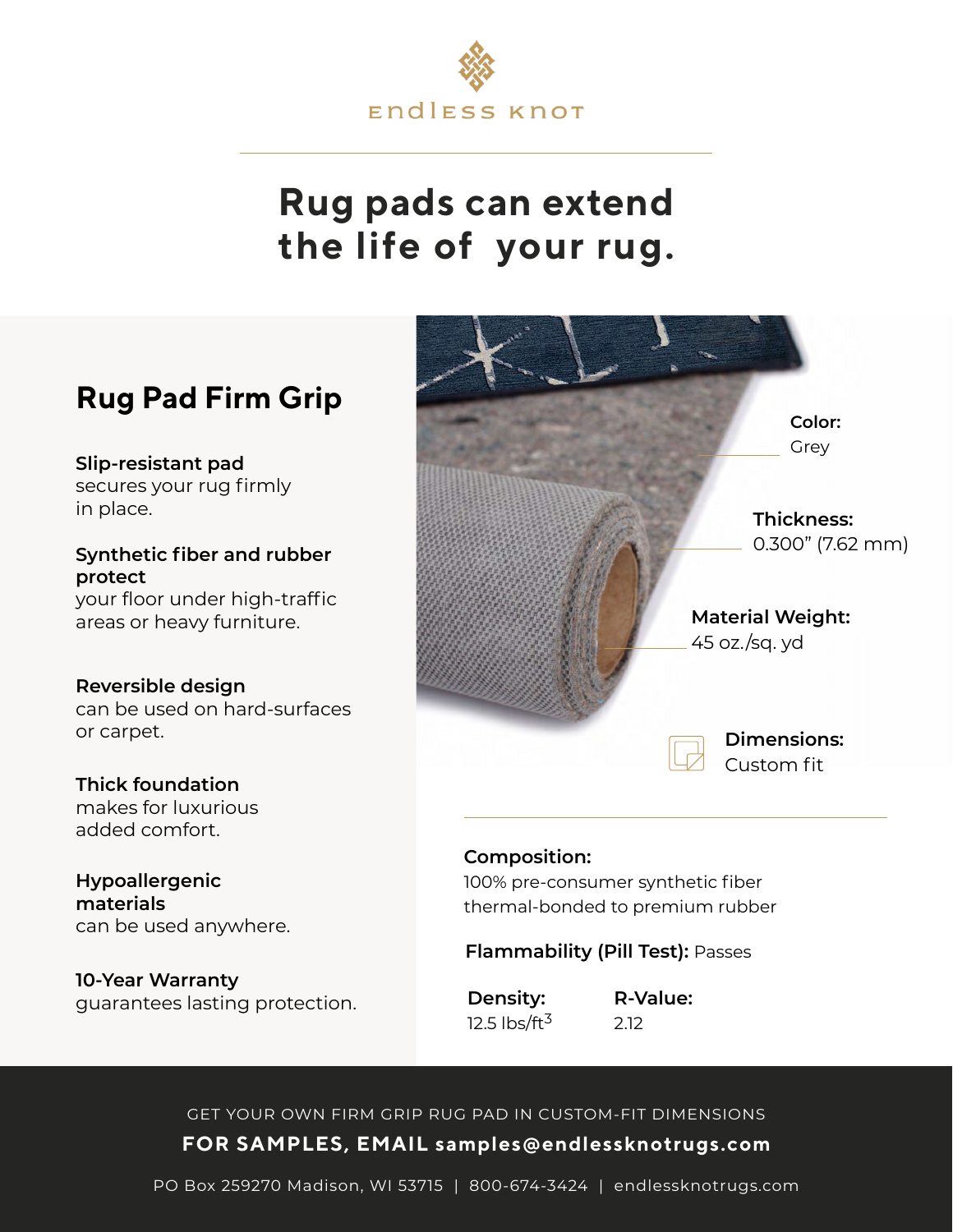ENDLESS KNOT

# Rug pads can extend the life of your rug.

## Rug Pad Firm Grip

**Slip-resistant pad**
secures your rug firmly in place.

**Synthetic fiber and rubber protect**
your floor under high-traffic areas or heavy furniture.

**Reversible design**
can be used on hard-surfaces or carpet.

**Thick foundation**
makes for luxurious added comfort.

**Hypoallergenic materials**
can be used anywhere.

**10-Year Warranty**
guarantees lasting protection.

**Color:**
Grey

**Thickness:**
0.300” (7.62 mm)

**Material Weight:**
45 oz./sq. yd

**Dimensions:**
Custom fit

**Composition:**
100% pre-consumer synthetic fiber thermal-bonded to premium rubber

**Flammability (Pill Test):** Passes

**Density:**
12.5 lbs/ft$^3$

**R-Value:**
2.12

GET YOUR OWN FIRM GRIP RUG PAD IN CUSTOM-FIT DIMENSIONS

**FOR SAMPLES, EMAIL samples@endlessknotrugs.com**

PO Box 259270 Madison, WI 53715 | 800-674-3424 | endlessknotrugs.com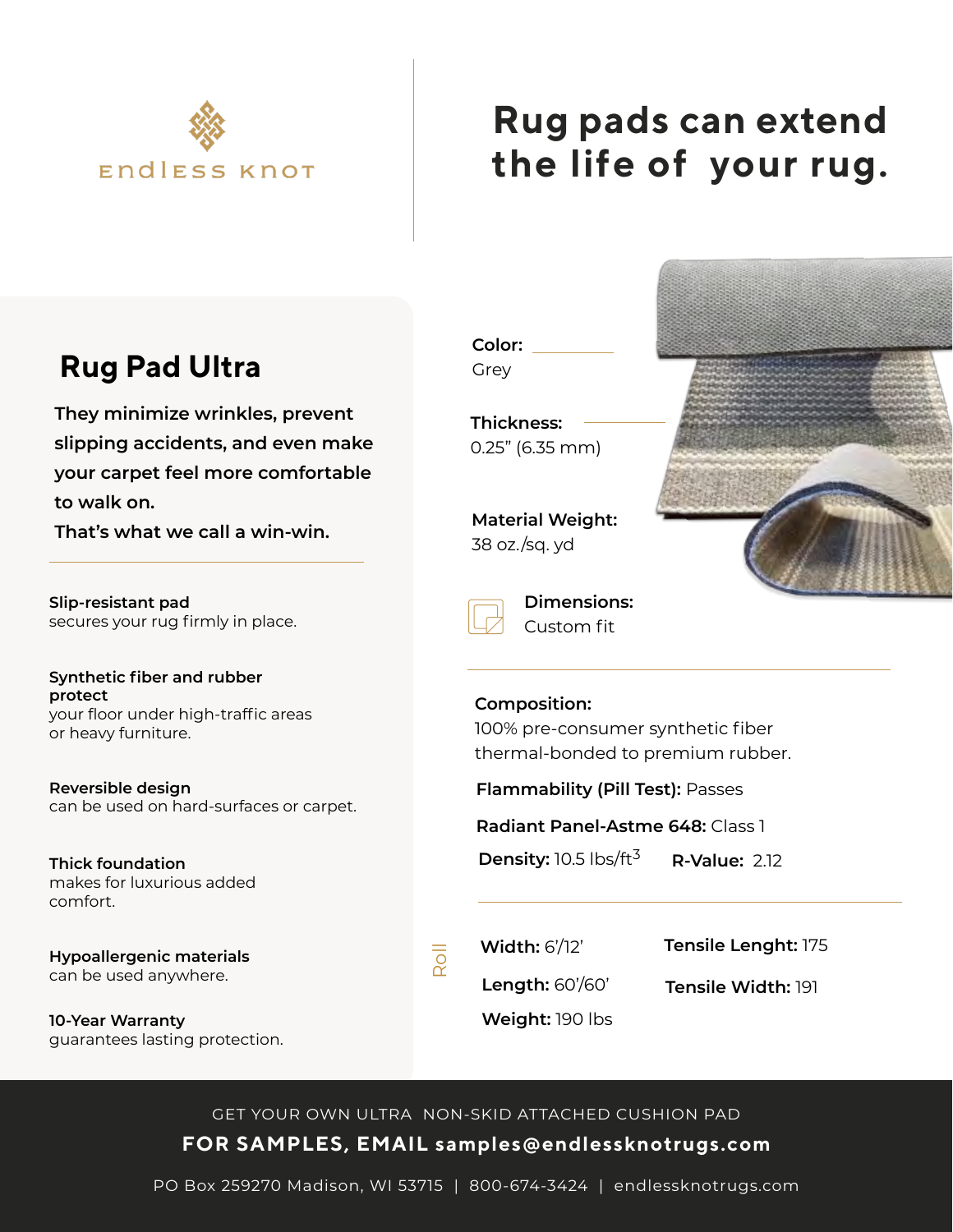Endless Knot

# Rug pads can extend the life of your rug.

## Rug Pad Ultra

**They minimize wrinkles, prevent slipping accidents, and even make your carpet feel more comfortable to walk on. That's what we call a win-win.**

**Slip-resistant pad**
secures your rug firmly in place.

**Synthetic fiber and rubber protect**
your floor under high-traffic areas or heavy furniture.

**Reversible design**
can be used on hard-surfaces or carpet.

**Thick foundation**
makes for luxurious added comfort.

**Hypoallergenic materials**
can be used anywhere.

**10-Year Warranty**
guarantees lasting protection.

**Color:**
Grey

**Thickness:**
0.25" (6.35 mm)

**Material Weight:**
38 oz./sq. yd

**Dimensions:**
Custom fit

**Composition:**
100% pre-consumer synthetic fiber thermal-bonded to premium rubber.

**Flammability (Pill Test):** Passes

**Radiant Panel-Astme 648:** Class 1

**Density:** 10.5 lbs/ft$^3$ **R-Value:** 2.12

Roll

**Width:** 6'/12'
**Length:** 60'/60'
**Weight:** 190 lbs

**Tensile Lenght:** 175
**Tensile Width:** 191

GET YOUR OWN ULTRA NON-SKID ATTACHED CUSHION PAD

**FOR SAMPLES, EMAIL samples@endlessknotrugs.com**

PO Box 259270 Madison, WI 53715 | 800-674-3424 | endlessknotrugs.com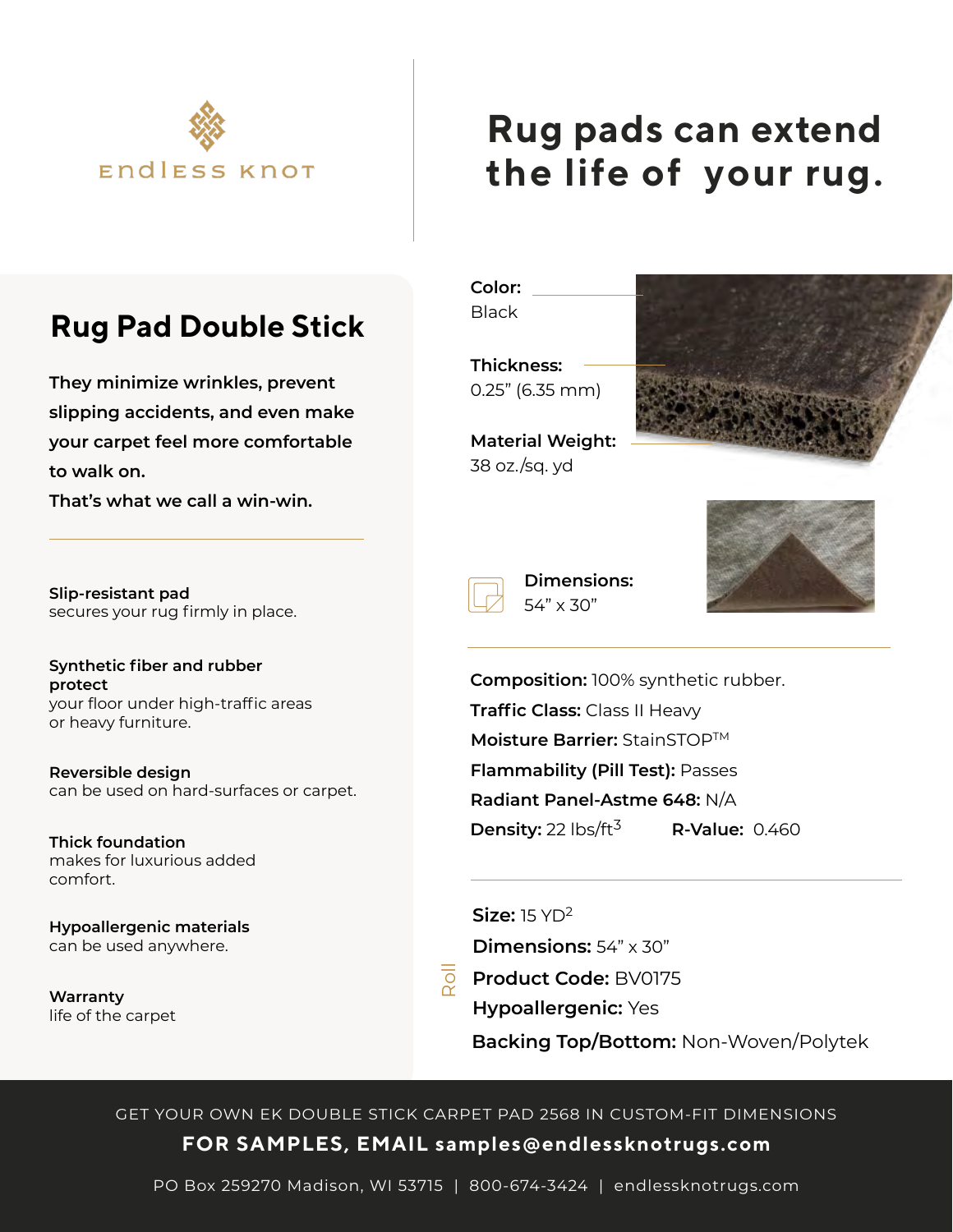ENDLESS KNOT

# Rug pads can extend the life of your rug.

## Rug Pad Double Stick

**They minimize wrinkles, prevent slipping accidents, and even make your carpet feel more comfortable to walk on.**
**That's what we call a win-win.**

**Slip-resistant pad**
secures your rug firmly in place.

**Synthetic fiber and rubber protect**
your floor under high-traffic areas or heavy furniture.

**Reversible design**
can be used on hard-surfaces or carpet.

**Thick foundation**
makes for luxurious added comfort.

**Hypoallergenic materials**
can be used anywhere.

**Warranty**
life of the carpet

**Color:**
Black

**Thickness:**
0.25" (6.35 mm)

**Material Weight:**
38 oz./sq. yd

**Dimensions:**
54" x 30"

**Composition:** 100% synthetic rubber.
**Traffic Class:** Class II Heavy
**Moisture Barrier:** StainSTOP™
**Flammability (Pill Test):** Passes
**Radiant Panel-Astme 648:** N/A
**Density:** 22 lbs/ft$^3$ **R-Value:** 0.460

Roll

**Size:** 15 YD$^2$
**Dimensions:** 54" x 30"
**Product Code:** BV0175
**Hypoallergenic:** Yes
**Backing Top/Bottom:** Non-Woven/Polytek

GET YOUR OWN EK DOUBLE STICK CARPET PAD 2568 IN CUSTOM-FIT DIMENSIONS

**FOR SAMPLES, EMAIL samples@endlessknotrugs.com**

PO Box 259270 Madison, WI 53715 | 800-674-3424 | endlessknotrugs.com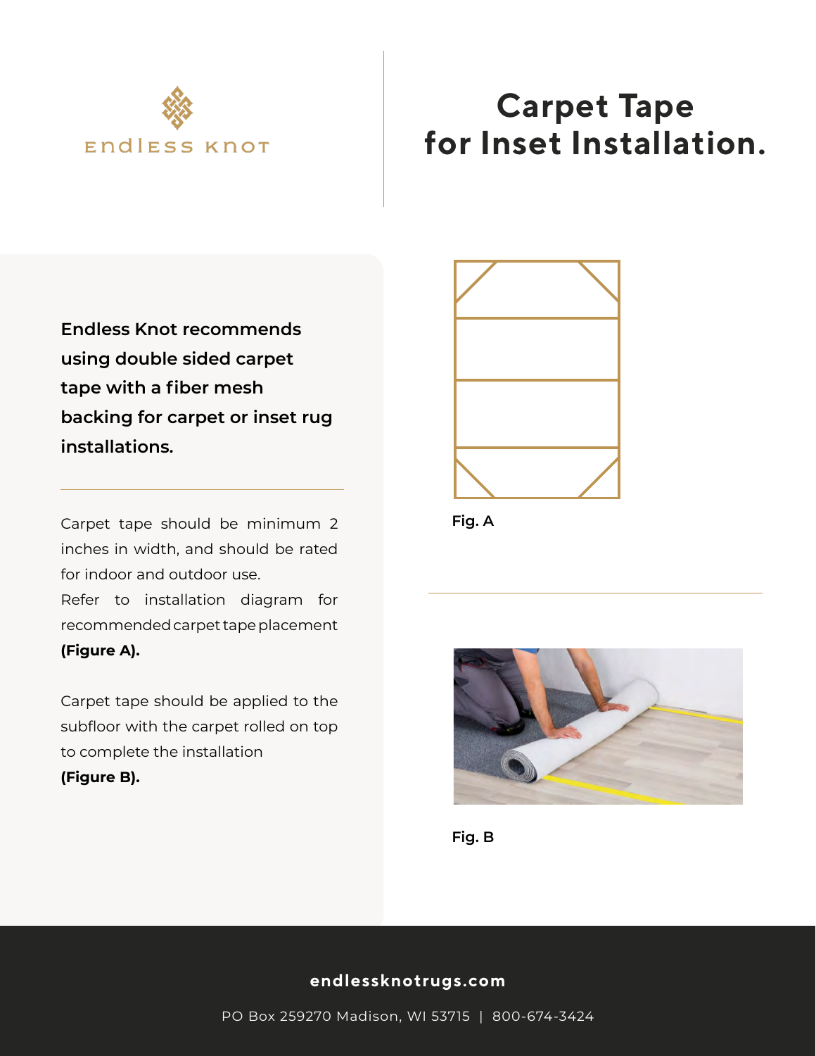Endless Knot

# Carpet Tape for Inset Installation.

**Endless Knot recommends using double sided carpet tape with a fiber mesh backing for carpet or inset rug installations.**

Carpet tape should be minimum 2 inches in width, and should be rated for indoor and outdoor use. Refer to installation diagram for recommended carpet tape placement **(Figure A).**

Carpet tape should be applied to the subfloor with the carpet rolled on top to complete the installation **(Figure B).**

**Fig. A**

**Fig. B**

**endlessknotrugs.com**

PO Box 259270 Madison, WI 53715 | 800-674-3424